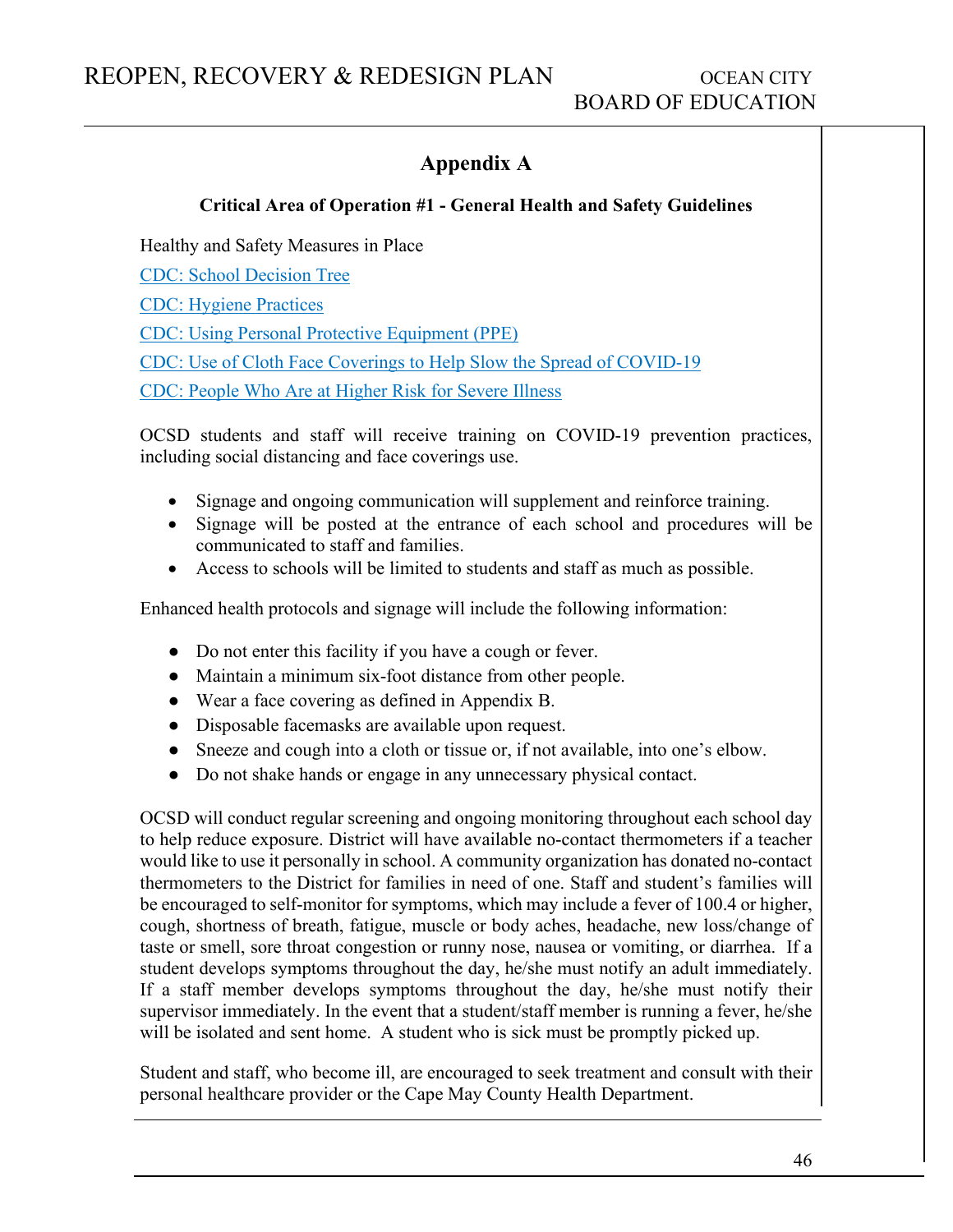## Appendix A

### Critical Area of Operation #1 - General Health and Safety Guidelines

Healthy and Safety Measures in Place

CDC: School Decision Tree

CDC: Hygiene Practices

CDC: Using Personal Protective Equipment (PPE)

CDC: Use of Cloth Face Coverings to Help Slow the Spread of COVID-19

CDC: People Who Are at Higher Risk for Severe Illness

OCSD students and staff will receive training on COVID-19 prevention practices, including social distancing and face coverings use.

- Signage and ongoing communication will supplement and reinforce training.
- Signage will be posted at the entrance of each school and procedures will be communicated to staff and families.
- Access to schools will be limited to students and staff as much as possible.

Enhanced health protocols and signage will include the following information:

- Do not enter this facility if you have a cough or fever.
- Maintain a minimum six-foot distance from other people.
- Wear a face covering as defined in Appendix B.
- Disposable facemasks are available upon request.
- Sneeze and cough into a cloth or tissue or, if not available, into one's elbow.
- Do not shake hands or engage in any unnecessary physical contact.

OCSD will conduct regular screening and ongoing monitoring throughout each school day to help reduce exposure. District will have available no-contact thermometers if a teacher would like to use it personally in school. A community organization has donated no-contact thermometers to the District for families in need of one. Staff and student's families will be encouraged to self-monitor for symptoms, which may include a fever of 100.4 or higher, cough, shortness of breath, fatigue, muscle or body aches, headache, new loss/change of taste or smell, sore throat congestion or runny nose, nausea or vomiting, or diarrhea. If a student develops symptoms throughout the day, he/she must notify an adult immediately. If a staff member develops symptoms throughout the day, he/she must notify their supervisor immediately. In the event that a student/staff member is running a fever, he/she will be isolated and sent home. A student who is sick must be promptly picked up.

Student and staff, who become ill, are encouraged to seek treatment and consult with their personal healthcare provider or the Cape May County Health Department.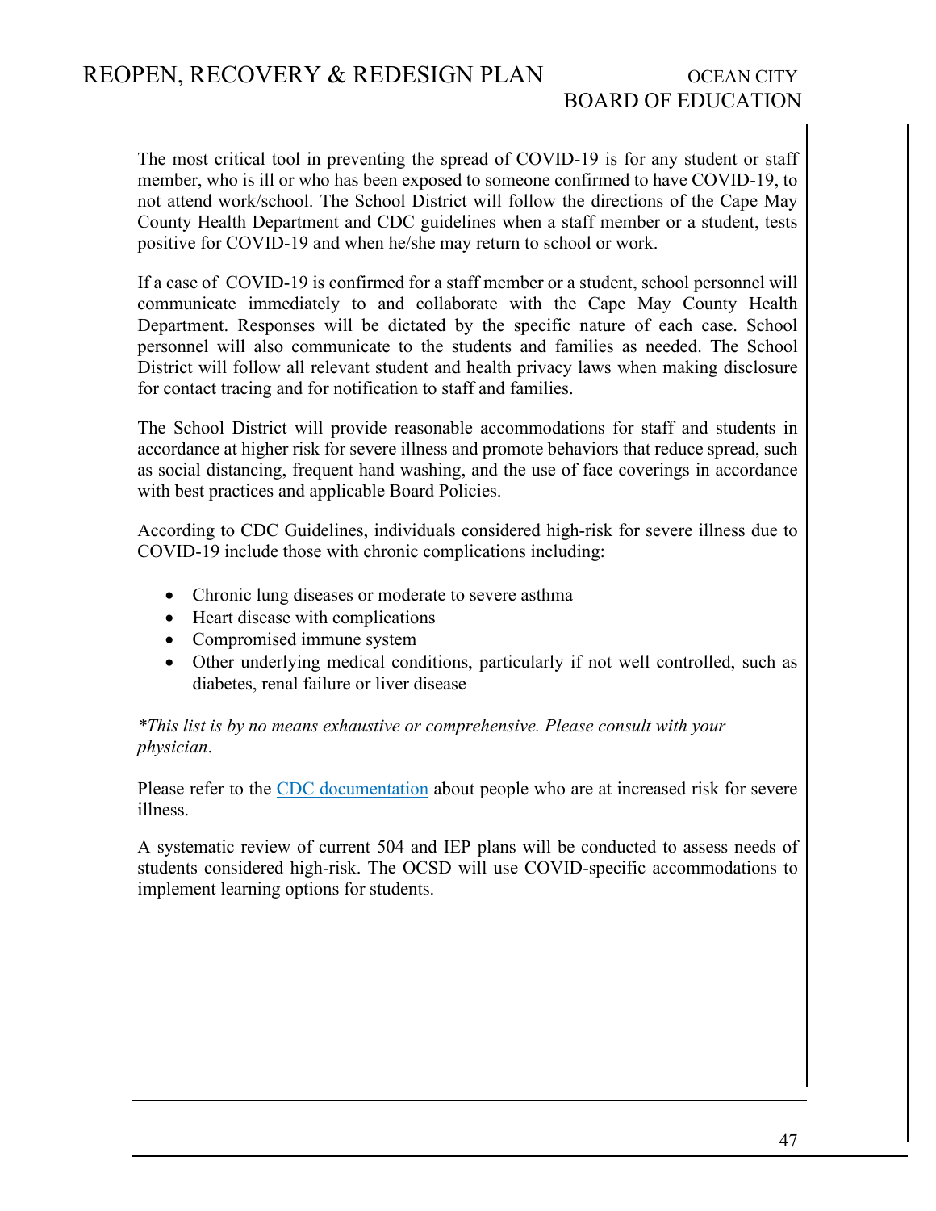The most critical tool in preventing the spread of COVID-19 is for any student or staff member, who is ill or who has been exposed to someone confirmed to have COVID-19, to not attend work/school. The School District will follow the directions of the Cape May County Health Department and CDC guidelines when a staff member or a student, tests positive for COVID-19 and when he/she may return to school or work.

If a case of COVID-19 is confirmed for a staff member or a student, school personnel will communicate immediately to and collaborate with the Cape May County Health Department. Responses will be dictated by the specific nature of each case. School personnel will also communicate to the students and families as needed. The School District will follow all relevant student and health privacy laws when making disclosure for contact tracing and for notification to staff and families.

The School District will provide reasonable accommodations for staff and students in accordance at higher risk for severe illness and promote behaviors that reduce spread, such as social distancing, frequent hand washing, and the use of face coverings in accordance with best practices and applicable Board Policies.

According to CDC Guidelines, individuals considered high-risk for severe illness due to COVID-19 include those with chronic complications including:

- Chronic lung diseases or moderate to severe asthma
- Heart disease with complications
- Compromised immune system
- Other underlying medical conditions, particularly if not well controlled, such as diabetes, renal failure or liver disease

*\*This list is by no means exhaustive or comprehensive. Please consult with your physician*.

Please refer to the CDC documentation about people who are at increased risk for severe illness.

A systematic review of current 504 and IEP plans will be conducted to assess needs of students considered high-risk. The OCSD will use COVID-specific accommodations to implement learning options for students.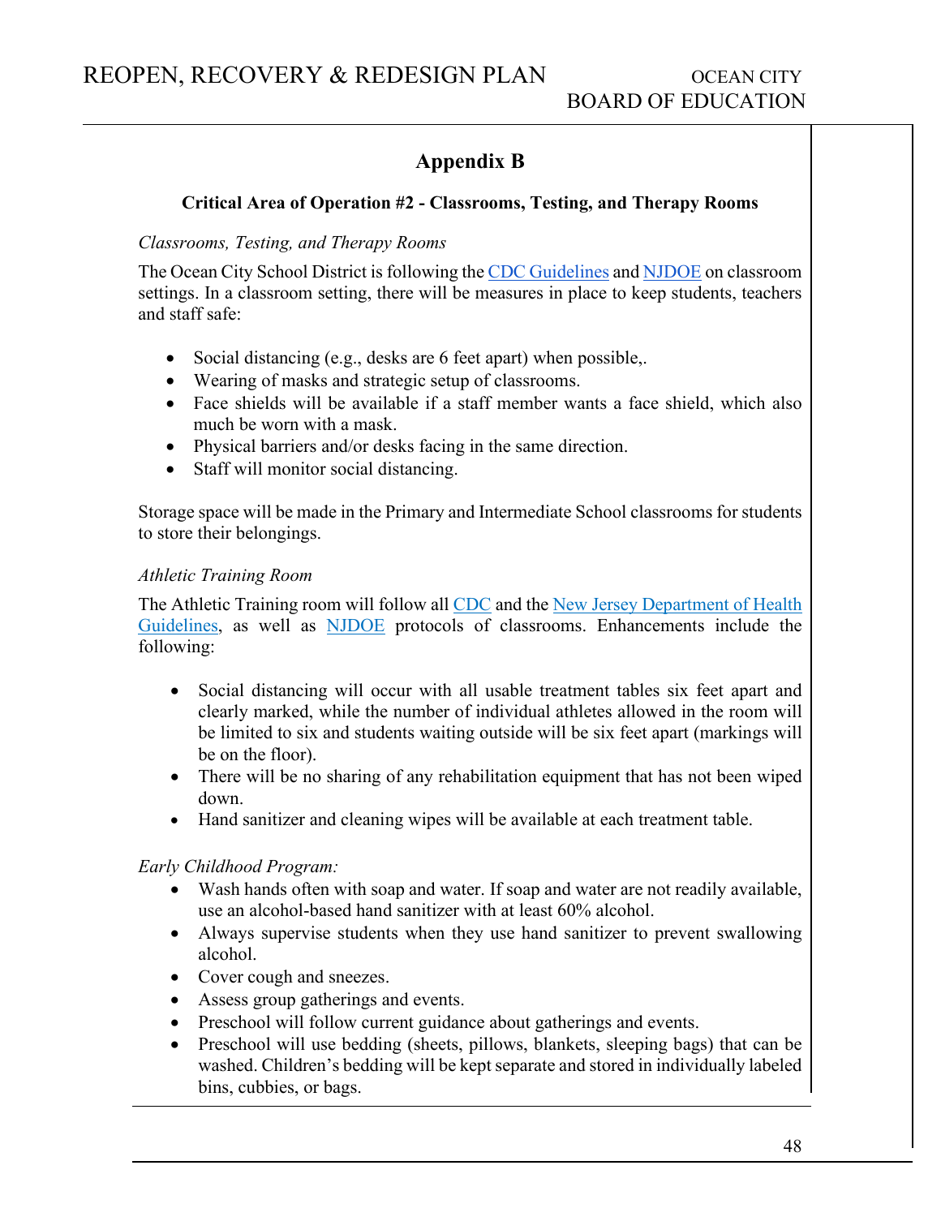## Appendix B

### Critical Area of Operation #2 - Classrooms, Testing, and Therapy Rooms

*Classrooms, Testing, and Therapy Rooms*

The Ocean City School District is following the CDC Guidelines and NJDOE on classroom settings. In a classroom setting, there will be measures in place to keep students, teachers and staff safe:

- Social distancing (e.g., desks are 6 feet apart) when possible,.
- Wearing of masks and strategic setup of classrooms.
- Face shields will be available if a staff member wants a face shield, which also much be worn with a mask.
- Physical barriers and/or desks facing in the same direction.
- Staff will monitor social distancing.

Storage space will be made in the Primary and Intermediate School classrooms for students to store their belongings.

*Athletic Training Room*

The Athletic Training room will follow all CDC and the New Jersey Department of Health Guidelines, as well as NJDOE protocols of classrooms. Enhancements include the following:

- Social distancing will occur with all usable treatment tables six feet apart and clearly marked, while the number of individual athletes allowed in the room will be limited to six and students waiting outside will be six feet apart (markings will be on the floor).
- There will be no sharing of any rehabilitation equipment that has not been wiped down.
- Hand sanitizer and cleaning wipes will be available at each treatment table.

*Early Childhood Program:*

- Wash hands often with soap and water. If soap and water are not readily available, use an alcohol-based hand sanitizer with at least 60% alcohol.
- Always supervise students when they use hand sanitizer to prevent swallowing alcohol.
- Cover cough and sneezes.
- Assess group gatherings and events.
- Preschool will follow current guidance about gatherings and events.
- Preschool will use bedding (sheets, pillows, blankets, sleeping bags) that can be washed. Children's bedding will be kept separate and stored in individually labeled bins, cubbies, or bags.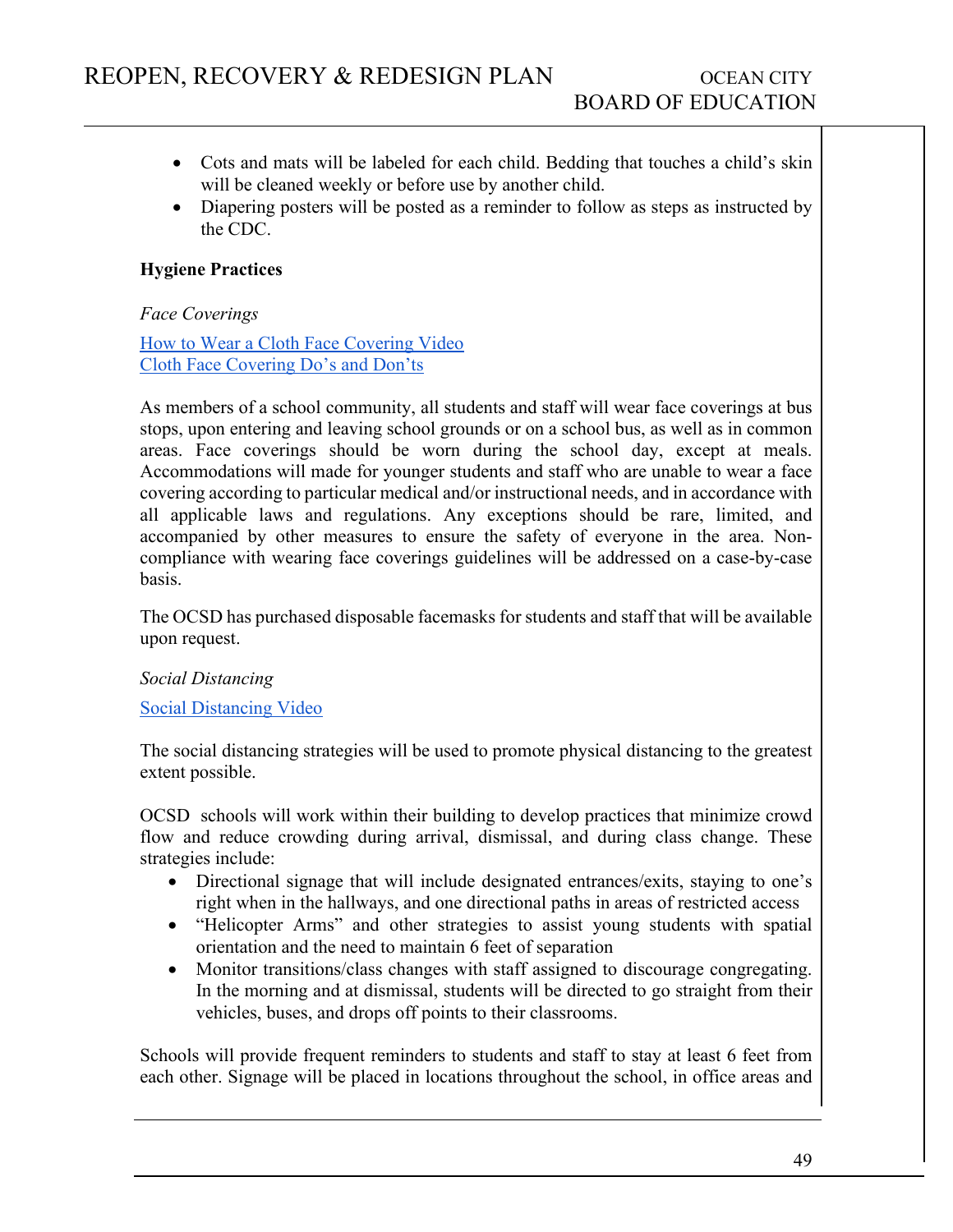- Cots and mats will be labeled for each child. Bedding that touches a child's skin will be cleaned weekly or before use by another child.
- Diapering posters will be posted as a reminder to follow as steps as instructed by the CDC.

**Hygiene Practices**

*Face Coverings*

How to Wear a Cloth Face Covering Video
Cloth Face Covering Do's and Don'ts

As members of a school community, all students and staff will wear face coverings at bus stops, upon entering and leaving school grounds or on a school bus, as well as in common areas. Face coverings should be worn during the school day, except at meals. Accommodations will made for younger students and staff who are unable to wear a face covering according to particular medical and/or instructional needs, and in accordance with all applicable laws and regulations. Any exceptions should be rare, limited, and accompanied by other measures to ensure the safety of everyone in the area. Non-compliance with wearing face coverings guidelines will be addressed on a case-by-case basis.

The OCSD has purchased disposable facemasks for students and staff that will be available upon request.

*Social Distancing*

Social Distancing Video

The social distancing strategies will be used to promote physical distancing to the greatest extent possible.

OCSD schools will work within their building to develop practices that minimize crowd flow and reduce crowding during arrival, dismissal, and during class change. These strategies include:

- Directional signage that will include designated entrances/exits, staying to one's right when in the hallways, and one directional paths in areas of restricted access
- "Helicopter Arms" and other strategies to assist young students with spatial orientation and the need to maintain 6 feet of separation
- Monitor transitions/class changes with staff assigned to discourage congregating. In the morning and at dismissal, students will be directed to go straight from their vehicles, buses, and drops off points to their classrooms.

Schools will provide frequent reminders to students and staff to stay at least 6 feet from each other. Signage will be placed in locations throughout the school, in office areas and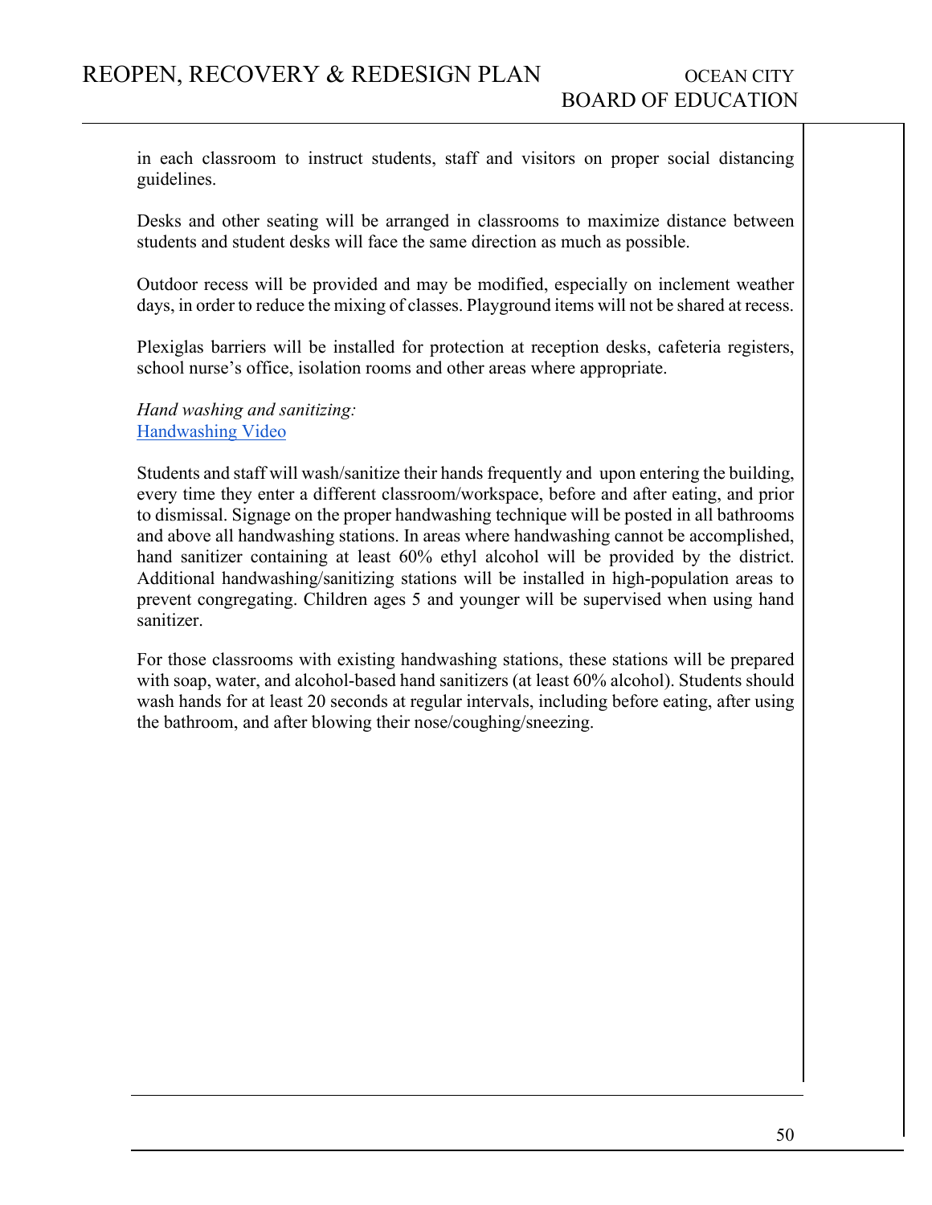in each classroom to instruct students, staff and visitors on proper social distancing guidelines.

Desks and other seating will be arranged in classrooms to maximize distance between students and student desks will face the same direction as much as possible.

Outdoor recess will be provided and may be modified, especially on inclement weather days, in order to reduce the mixing of classes. Playground items will not be shared at recess.

Plexiglas barriers will be installed for protection at reception desks, cafeteria registers, school nurse's office, isolation rooms and other areas where appropriate.

*Hand washing and sanitizing:*
Handwashing Video

Students and staff will wash/sanitize their hands frequently and upon entering the building, every time they enter a different classroom/workspace, before and after eating, and prior to dismissal. Signage on the proper handwashing technique will be posted in all bathrooms and above all handwashing stations. In areas where handwashing cannot be accomplished, hand sanitizer containing at least 60% ethyl alcohol will be provided by the district. Additional handwashing/sanitizing stations will be installed in high-population areas to prevent congregating. Children ages 5 and younger will be supervised when using hand sanitizer.

For those classrooms with existing handwashing stations, these stations will be prepared with soap, water, and alcohol-based hand sanitizers (at least 60% alcohol). Students should wash hands for at least 20 seconds at regular intervals, including before eating, after using the bathroom, and after blowing their nose/coughing/sneezing.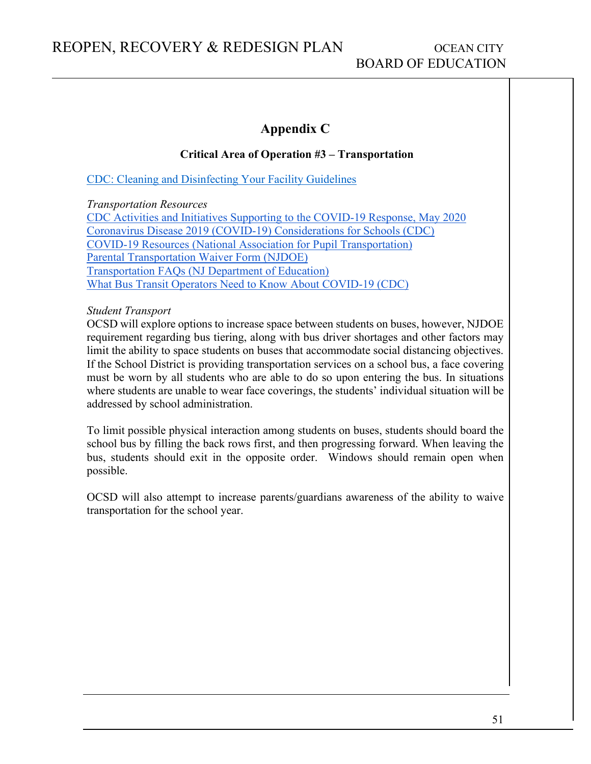## Appendix C

### Critical Area of Operation #3 – Transportation

CDC: Cleaning and Disinfecting Your Facility Guidelines

*Transportation Resources*

CDC Activities and Initiatives Supporting to the COVID-19 Response, May 2020
Coronavirus Disease 2019 (COVID-19) Considerations for Schools (CDC)
COVID-19 Resources (National Association for Pupil Transportation)
Parental Transportation Waiver Form (NJDOE)
Transportation FAQs (NJ Department of Education)
What Bus Transit Operators Need to Know About COVID-19 (CDC)

*Student Transport*

OCSD will explore options to increase space between students on buses, however, NJDOE requirement regarding bus tiering, along with bus driver shortages and other factors may limit the ability to space students on buses that accommodate social distancing objectives. If the School District is providing transportation services on a school bus, a face covering must be worn by all students who are able to do so upon entering the bus. In situations where students are unable to wear face coverings, the students' individual situation will be addressed by school administration.

To limit possible physical interaction among students on buses, students should board the school bus by filling the back rows first, and then progressing forward. When leaving the bus, students should exit in the opposite order. Windows should remain open when possible.

OCSD will also attempt to increase parents/guardians awareness of the ability to waive transportation for the school year.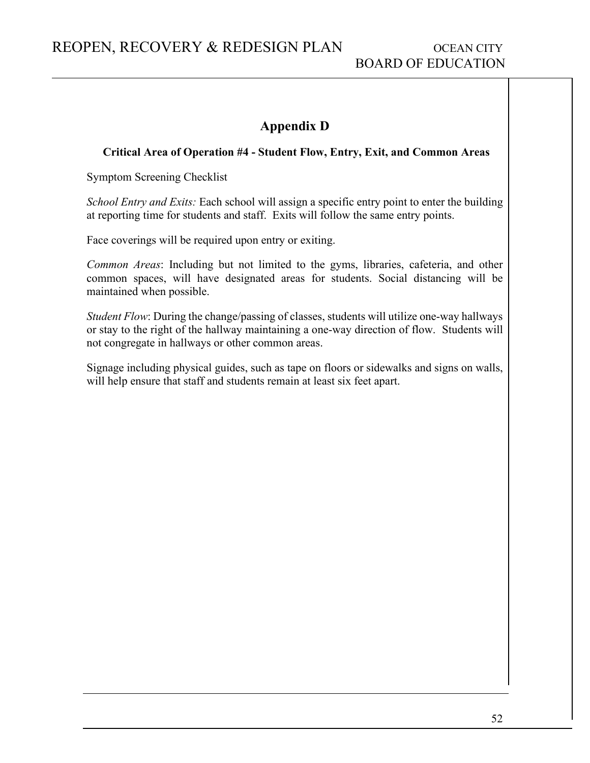## Appendix D

### Critical Area of Operation #4 - Student Flow, Entry, Exit, and Common Areas

Symptom Screening Checklist

*School Entry and Exits:* Each school will assign a specific entry point to enter the building at reporting time for students and staff. Exits will follow the same entry points.

Face coverings will be required upon entry or exiting.

*Common Areas*: Including but not limited to the gyms, libraries, cafeteria, and other common spaces, will have designated areas for students. Social distancing will be maintained when possible.

*Student Flow*: During the change/passing of classes, students will utilize one-way hallways or stay to the right of the hallway maintaining a one-way direction of flow. Students will not congregate in hallways or other common areas.

Signage including physical guides, such as tape on floors or sidewalks and signs on walls, will help ensure that staff and students remain at least six feet apart.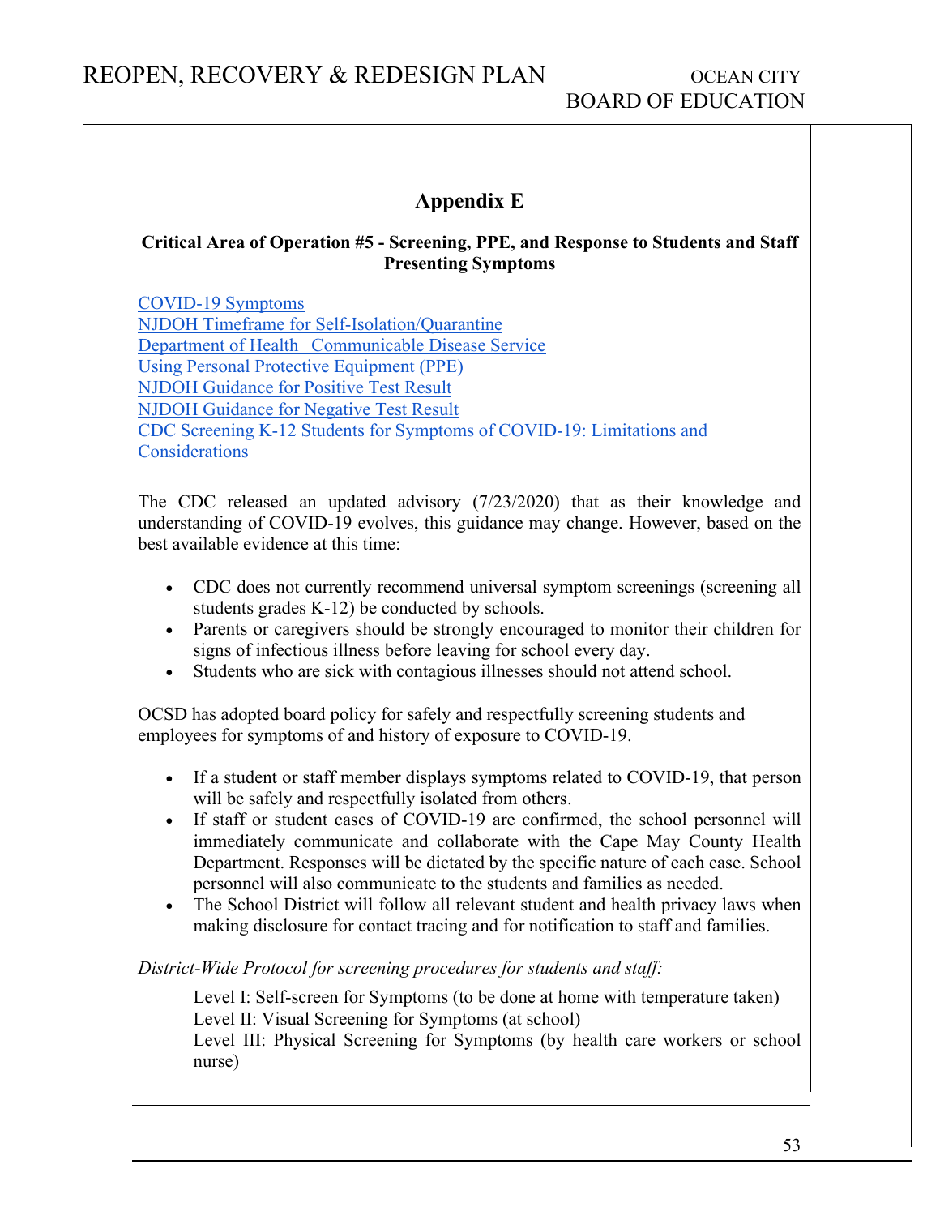# Appendix E

**Critical Area of Operation #5 - Screening, PPE, and Response to Students and Staff Presenting Symptoms**

COVID-19 Symptoms
NJDOH Timeframe for Self-Isolation/Quarantine
Department of Health | Communicable Disease Service
Using Personal Protective Equipment (PPE)
NJDOH Guidance for Positive Test Result
NJDOH Guidance for Negative Test Result
CDC Screening K-12 Students for Symptoms of COVID-19: Limitations and Considerations

The CDC released an updated advisory (7/23/2020) that as their knowledge and understanding of COVID-19 evolves, this guidance may change. However, based on the best available evidence at this time:

- CDC does not currently recommend universal symptom screenings (screening all students grades K-12) be conducted by schools.
- Parents or caregivers should be strongly encouraged to monitor their children for signs of infectious illness before leaving for school every day.
- Students who are sick with contagious illnesses should not attend school.

OCSD has adopted board policy for safely and respectfully screening students and employees for symptoms of and history of exposure to COVID-19.

- If a student or staff member displays symptoms related to COVID-19, that person will be safely and respectfully isolated from others.
- If staff or student cases of COVID-19 are confirmed, the school personnel will immediately communicate and collaborate with the Cape May County Health Department. Responses will be dictated by the specific nature of each case. School personnel will also communicate to the students and families as needed.
- The School District will follow all relevant student and health privacy laws when making disclosure for contact tracing and for notification to staff and families.

*District-Wide Protocol for screening procedures for students and staff:*

Level I: Self-screen for Symptoms (to be done at home with temperature taken)
Level II: Visual Screening for Symptoms (at school)
Level III: Physical Screening for Symptoms (by health care workers or school nurse)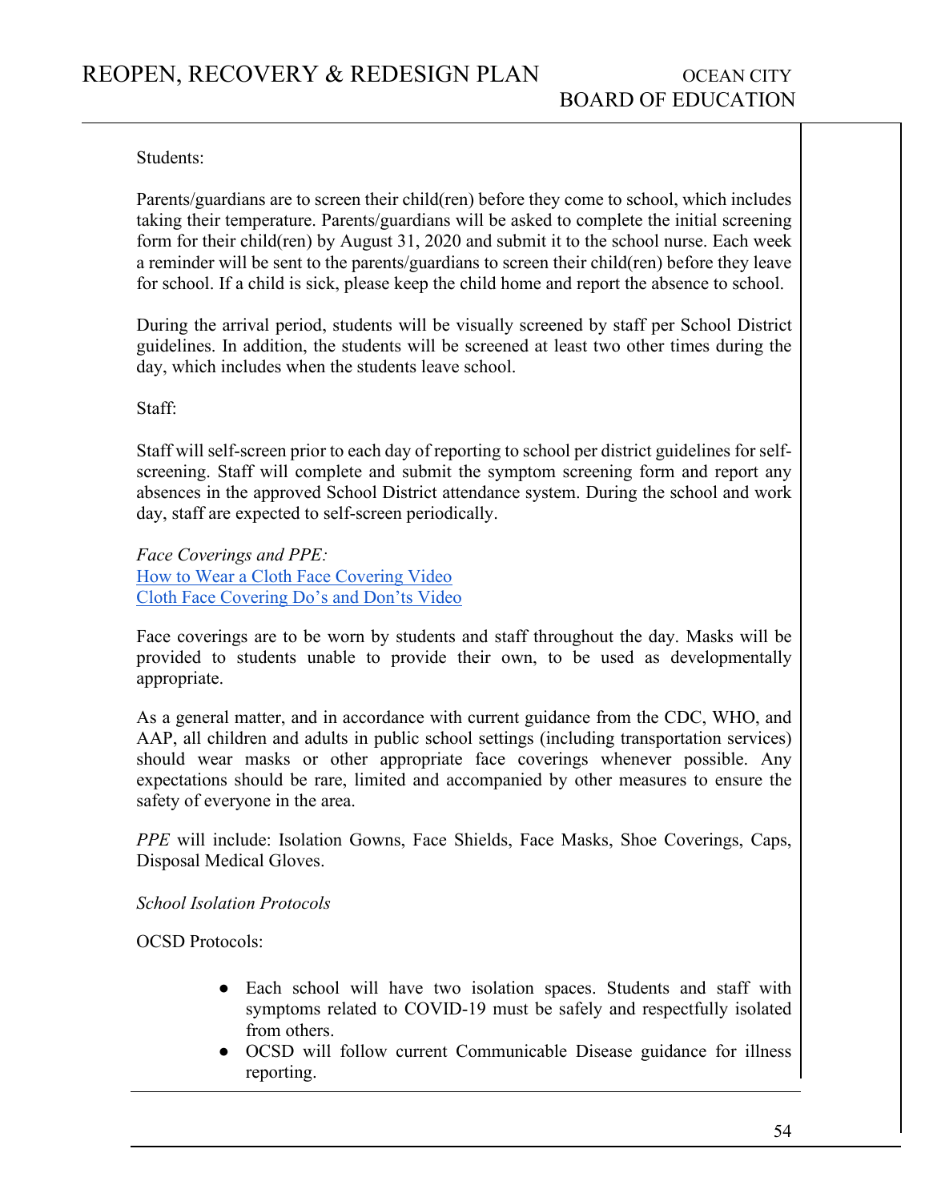Students:

Parents/guardians are to screen their child(ren) before they come to school, which includes taking their temperature. Parents/guardians will be asked to complete the initial screening form for their child(ren) by August 31, 2020 and submit it to the school nurse. Each week a reminder will be sent to the parents/guardians to screen their child(ren) before they leave for school. If a child is sick, please keep the child home and report the absence to school.

During the arrival period, students will be visually screened by staff per School District guidelines. In addition, the students will be screened at least two other times during the day, which includes when the students leave school.

Staff:

Staff will self-screen prior to each day of reporting to school per district guidelines for self-screening. Staff will complete and submit the symptom screening form and report any absences in the approved School District attendance system. During the school and work day, staff are expected to self-screen periodically.

*Face Coverings and PPE:*
How to Wear a Cloth Face Covering Video
Cloth Face Covering Do's and Don'ts Video

Face coverings are to be worn by students and staff throughout the day. Masks will be provided to students unable to provide their own, to be used as developmentally appropriate.

As a general matter, and in accordance with current guidance from the CDC, WHO, and AAP, all children and adults in public school settings (including transportation services) should wear masks or other appropriate face coverings whenever possible. Any expectations should be rare, limited and accompanied by other measures to ensure the safety of everyone in the area.

*PPE* will include: Isolation Gowns, Face Shields, Face Masks, Shoe Coverings, Caps, Disposal Medical Gloves.

*School Isolation Protocols*

OCSD Protocols:

- Each school will have two isolation spaces. Students and staff with symptoms related to COVID-19 must be safely and respectfully isolated from others.
- OCSD will follow current Communicable Disease guidance for illness reporting.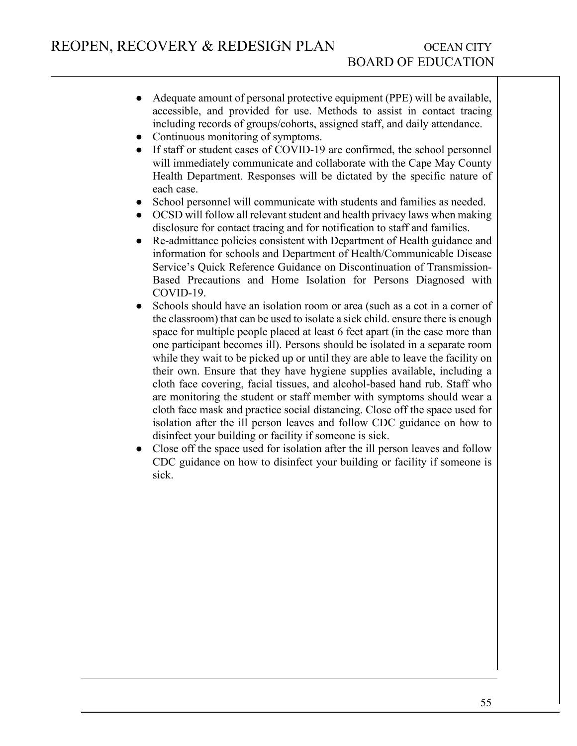- Adequate amount of personal protective equipment (PPE) will be available, accessible, and provided for use. Methods to assist in contact tracing including records of groups/cohorts, assigned staff, and daily attendance.
- Continuous monitoring of symptoms.
- If staff or student cases of COVID-19 are confirmed, the school personnel will immediately communicate and collaborate with the Cape May County Health Department. Responses will be dictated by the specific nature of each case.
- School personnel will communicate with students and families as needed.
- OCSD will follow all relevant student and health privacy laws when making disclosure for contact tracing and for notification to staff and families.
- Re-admittance policies consistent with Department of Health guidance and information for schools and Department of Health/Communicable Disease Service's Quick Reference Guidance on Discontinuation of Transmission-Based Precautions and Home Isolation for Persons Diagnosed with COVID-19.
- Schools should have an isolation room or area (such as a cot in a corner of the classroom) that can be used to isolate a sick child. ensure there is enough space for multiple people placed at least 6 feet apart (in the case more than one participant becomes ill). Persons should be isolated in a separate room while they wait to be picked up or until they are able to leave the facility on their own. Ensure that they have hygiene supplies available, including a cloth face covering, facial tissues, and alcohol-based hand rub. Staff who are monitoring the student or staff member with symptoms should wear a cloth face mask and practice social distancing. Close off the space used for isolation after the ill person leaves and follow CDC guidance on how to disinfect your building or facility if someone is sick.
- Close off the space used for isolation after the ill person leaves and follow CDC guidance on how to disinfect your building or facility if someone is sick.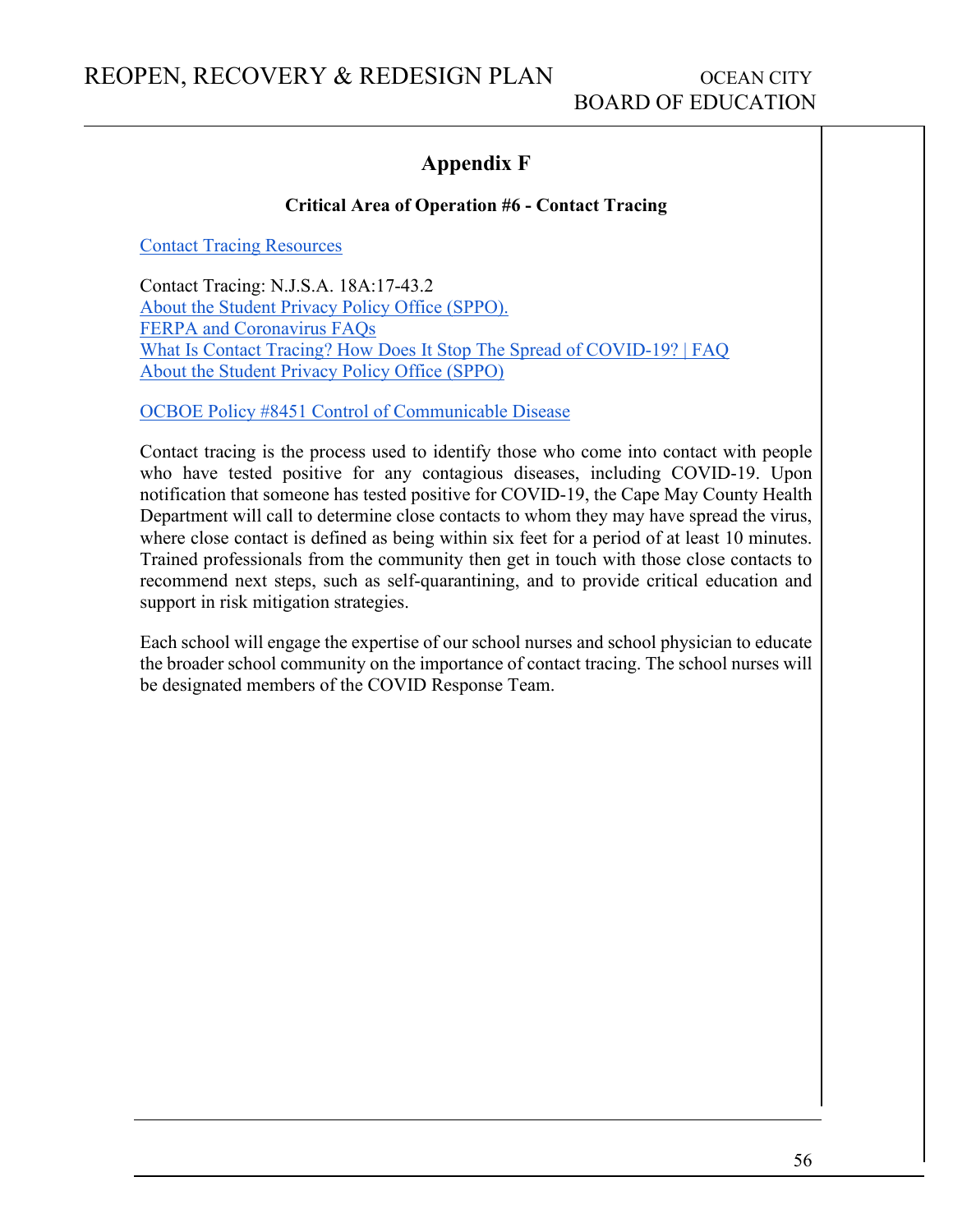## Appendix F

### Critical Area of Operation #6 - Contact Tracing

Contact Tracing Resources

Contact Tracing: N.J.S.A. 18A:17-43.2
About the Student Privacy Policy Office (SPPO).
FERPA and Coronavirus FAQs
What Is Contact Tracing? How Does It Stop The Spread of COVID-19? | FAQ
About the Student Privacy Policy Office (SPPO)

OCBOE Policy #8451 Control of Communicable Disease

Contact tracing is the process used to identify those who come into contact with people who have tested positive for any contagious diseases, including COVID-19. Upon notification that someone has tested positive for COVID-19, the Cape May County Health Department will call to determine close contacts to whom they may have spread the virus, where close contact is defined as being within six feet for a period of at least 10 minutes. Trained professionals from the community then get in touch with those close contacts to recommend next steps, such as self-quarantining, and to provide critical education and support in risk mitigation strategies.

Each school will engage the expertise of our school nurses and school physician to educate the broader school community on the importance of contact tracing. The school nurses will be designated members of the COVID Response Team.